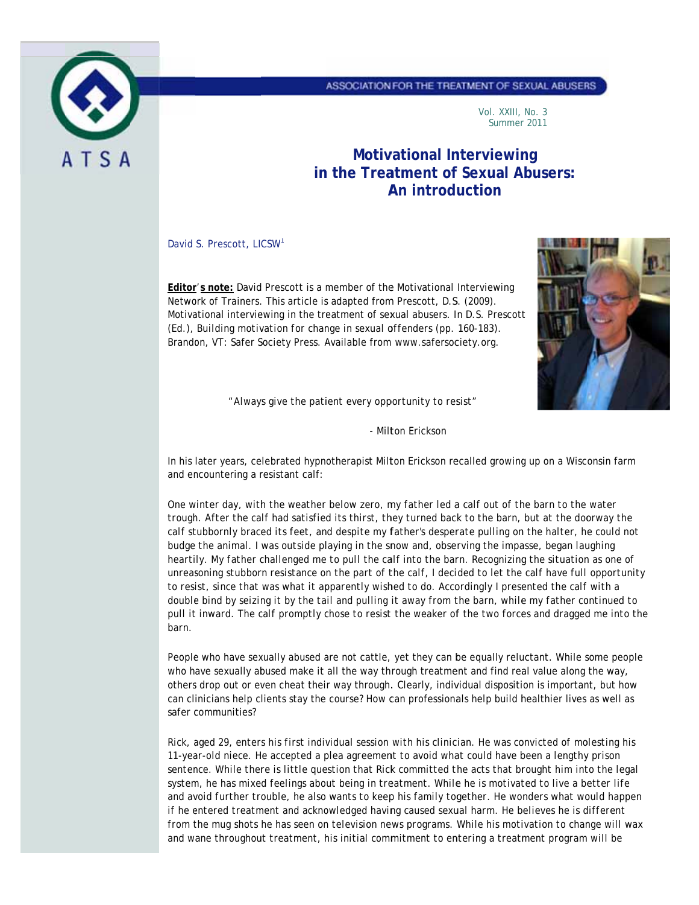# Motivational Interviewing in the Treatment of Sexual Abusers: An introduction

David S. Prescott, LICSW[1]

**Editor's note:** David Prescott is a member of the Motivational Interviewing Network of Trainers. This article is adapted from Prescott, D.S. (2009). Motivational interviewing in the treatment of sexual abusers. In D.S. Prescott (Ed.), Building motivation for change in sexual offenders (pp. 160-183). Brandon, VT: Safer Society Press. Available from www.safersociety.org.

"Always give the patient every opportunity to resist"

\- Milton Erickson

In his later years, celebrated hypnotherapist Milton Erickson recalled growing up on a Wisconsin farm and encountering a resistant calf:

One winter day, with the weather below zero, my father led a calf out of the barn to the water trough. After the calf had satisfied its thirst, they turned back to the barn, but at the doorway the calf stubbornly braced its feet, and despite my father's desperate pulling on the halter, he could not budge the animal. I was outside playing in the snow and, observing the impasse, began laughing heartily. My father challenged me to pull the calf into the barn. Recognizing the situation as one of unreasoning stubborn resistance on the part of the calf, I decided to let the calf have full opportunity to resist, since that was what it apparently wished to do. Accordingly I presented the calf with a double bind by seizing it by the tail and pulling it away from the barn, while my father continued to pull it inward. The calf promptly chose to resist the weaker of the two forces and dragged me into the barn.

People who have sexually abused are not cattle, yet they can be equally reluctant. While some people who have sexually abused make it all the way through treatment and find real value along the way, others drop out or even cheat their way through. Clearly, individual disposition is important, but how can clinicians help clients stay the course? How can professionals help build healthier lives as well as safer communities?

Rick, aged 29, enters his first individual session with his clinician. He was convicted of molesting his 11-year-old niece. He accepted a plea agreement to avoid what could have been a lengthy prison sentence. While there is little question that Rick committed the acts that brought him into the legal system, he has mixed feelings about being in treatment. While he is motivated to live a better life and avoid further trouble, he also wants to keep his family together. He wonders what would happen if he entered treatment and acknowledged having caused sexual harm. He believes he is different from the mug shots he has seen on television news programs. While his motivation to change will wax and wane throughout treatment, his initial commitment to entering a treatment program will be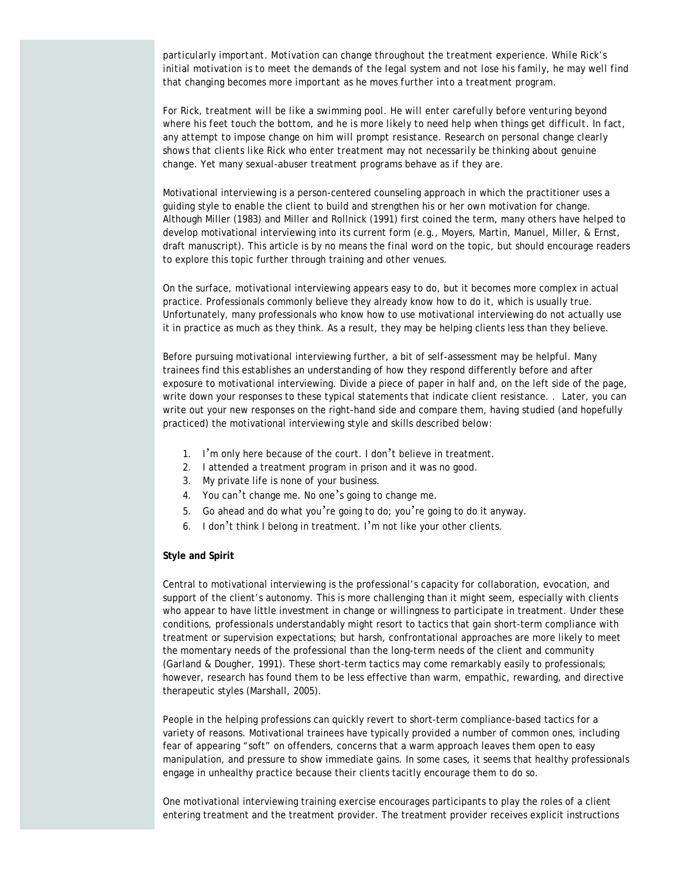particularly important. Motivation can change throughout the treatment experience. While Rick's initial motivation is to meet the demands of the legal system and not lose his family, he may well find that changing becomes more important as he moves further into a treatment program.

For Rick, treatment will be like a swimming pool. He will enter carefully before venturing beyond where his feet touch the bottom, and he is more likely to need help when things get difficult. In fact, any attempt to impose change on him will prompt resistance. Research on personal change clearly shows that clients like Rick who enter treatment may not necessarily be thinking about genuine change. Yet many sexual-abuser treatment programs behave as if they are.

Motivational interviewing is a person-centered counseling approach in which the practitioner uses a guiding style to enable the client to build and strengthen his or her own motivation for change. Although Miller (1983) and Miller and Rollnick (1991) first coined the term, many others have helped to develop motivational interviewing into its current form (e.g., Moyers, Martin, Manuel, Miller, & Ernst, draft manuscript). This article is by no means the final word on the topic, but should encourage readers to explore this topic further through training and other venues.

On the surface, motivational interviewing appears easy to do, but it becomes more complex in actual practice. Professionals commonly believe they already know how to do it, which is usually true. Unfortunately, many professionals who know how to use motivational interviewing do not actually use it in practice as much as they think. As a result, they may be helping clients less than they believe.

Before pursuing motivational interviewing further, a bit of self-assessment may be helpful. Many trainees find this establishes an understanding of how they respond differently before and after exposure to motivational interviewing. Divide a piece of paper in half and, on the left side of the page, write down your responses to these typical statements that indicate client resistance. . Later, you can write out your new responses on the right-hand side and compare them, having studied (and hopefully practiced) the motivational interviewing style and skills described below:

1. I'm only here because of the court. I don't believe in treatment.
2. I attended a treatment program in prison and it was no good.
3. My private life is none of your business.
4. You can't change me. No one's going to change me.
5. Go ahead and do what you're going to do; you're going to do it anyway.
6. I don't think I belong in treatment. I'm not like your other clients.

**Style and Spirit**

Central to motivational interviewing is the professional's capacity for collaboration, evocation, and support of the client's autonomy. This is more challenging than it might seem, especially with clients who appear to have little investment in change or willingness to participate in treatment. Under these conditions, professionals understandably might resort to tactics that gain short-term compliance with treatment or supervision expectations; but harsh, confrontational approaches are more likely to meet the momentary needs of the professional than the long-term needs of the client and community (Garland & Dougher, 1991). These short-term tactics may come remarkably easily to professionals; however, research has found them to be less effective than warm, empathic, rewarding, and directive therapeutic styles (Marshall, 2005).

People in the helping professions can quickly revert to short-term compliance-based tactics for a variety of reasons. Motivational trainees have typically provided a number of common ones, including fear of appearing "soft" on offenders, concerns that a warm approach leaves them open to easy manipulation, and pressure to show immediate gains. In some cases, it seems that healthy professionals engage in unhealthy practice because their clients tacitly encourage them to do so.

One motivational interviewing training exercise encourages participants to play the roles of a client entering treatment and the treatment provider. The treatment provider receives explicit instructions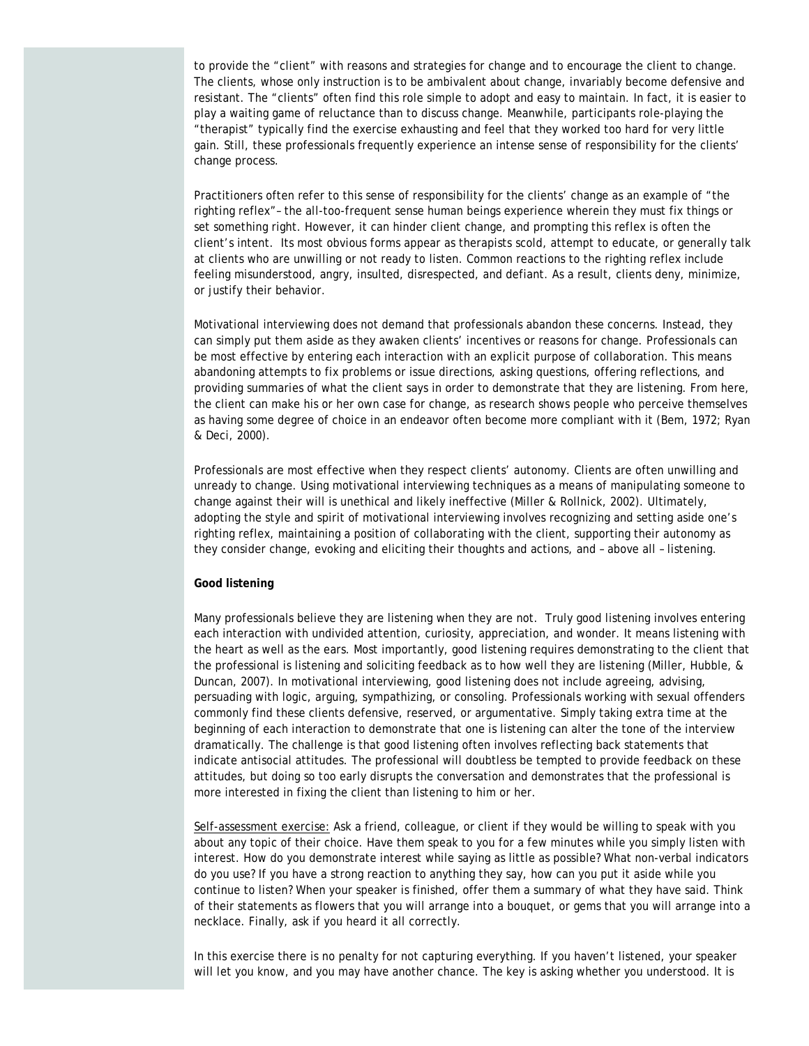to provide the "client" with reasons and strategies for change and to encourage the client to change. The clients, whose only instruction is to be ambivalent about change, invariably become defensive and resistant. The "clients" often find this role simple to adopt and easy to maintain. In fact, it is easier to play a waiting game of reluctance than to discuss change. Meanwhile, participants role-playing the "therapist" typically find the exercise exhausting and feel that they worked too hard for very little gain. Still, these professionals frequently experience an intense sense of responsibility for the clients' change process.

Practitioners often refer to this sense of responsibility for the clients' change as an example of "the righting reflex"– the all-too-frequent sense human beings experience wherein they must fix things or set something right. However, it can hinder client change, and prompting this reflex is often the client's intent. Its most obvious forms appear as therapists scold, attempt to educate, or generally talk at clients who are unwilling or not ready to listen. Common reactions to the righting reflex include feeling misunderstood, angry, insulted, disrespected, and defiant. As a result, clients deny, minimize, or justify their behavior.

Motivational interviewing does not demand that professionals abandon these concerns. Instead, they can simply put them aside as they awaken clients' incentives or reasons for change. Professionals can be most effective by entering each interaction with an explicit purpose of collaboration. This means abandoning attempts to fix problems or issue directions, asking questions, offering reflections, and providing summaries of what the client says in order to demonstrate that they are listening. From here, the client can make his or her own case for change, as research shows people who perceive themselves as having some degree of choice in an endeavor often become more compliant with it (Bem, 1972; Ryan & Deci, 2000).

Professionals are most effective when they respect clients' autonomy. Clients are often unwilling and unready to change. Using motivational interviewing techniques as a means of manipulating someone to change against their will is unethical and likely ineffective (Miller & Rollnick, 2002). Ultimately, adopting the style and spirit of motivational interviewing involves recognizing and setting aside one's righting reflex, maintaining a position of collaborating with the client, supporting their autonomy as they consider change, evoking and eliciting their thoughts and actions, and – above all – listening.

**Good listening**

Many professionals believe they are listening when they are not. Truly good listening involves entering each interaction with undivided attention, curiosity, appreciation, and wonder. It means listening with the heart as well as the ears. Most importantly, good listening requires demonstrating to the client that the professional is listening and soliciting feedback as to how well they are listening (Miller, Hubble, & Duncan, 2007). In motivational interviewing, good listening does not include agreeing, advising, persuading with logic, arguing, sympathizing, or consoling. Professionals working with sexual offenders commonly find these clients defensive, reserved, or argumentative. Simply taking extra time at the beginning of each interaction to demonstrate that one is listening can alter the tone of the interview dramatically. The challenge is that good listening often involves reflecting back statements that indicate antisocial attitudes. The professional will doubtless be tempted to provide feedback on these attitudes, but doing so too early disrupts the conversation and demonstrates that the professional is more interested in fixing the client than listening to him or her.

<u>Self-assessment exercise:</u> Ask a friend, colleague, or client if they would be willing to speak with you about any topic of their choice. Have them speak to you for a few minutes while you simply listen with interest. How do you demonstrate interest while saying as little as possible? What non-verbal indicators do you use? If you have a strong reaction to anything they say, how can you put it aside while you continue to listen? When your speaker is finished, offer them a summary of what they have said. Think of their statements as flowers that you will arrange into a bouquet, or gems that you will arrange into a necklace. Finally, ask if you heard it all correctly.

In this exercise there is no penalty for not capturing everything. If you haven't listened, your speaker will let you know, and you may have another chance. The key is asking whether you understood. It is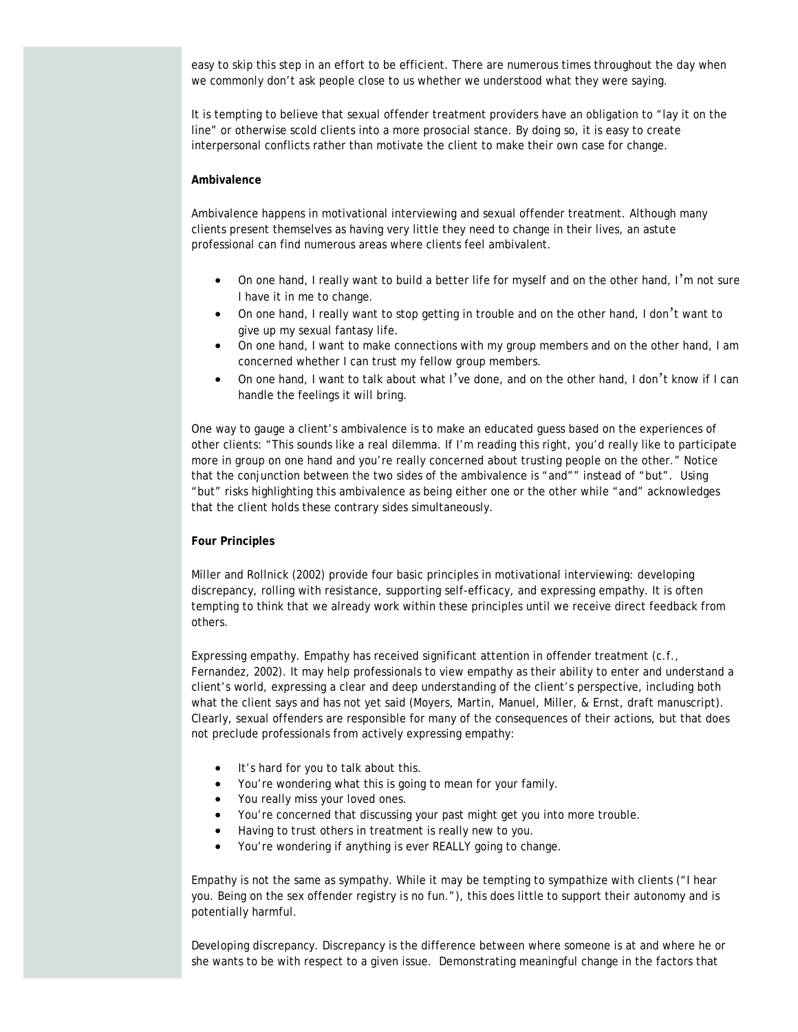easy to skip this step in an effort to be efficient. There are numerous times throughout the day when we commonly don't ask people close to us whether we understood what they were saying.

It is tempting to believe that sexual offender treatment providers have an obligation to "lay it on the line" or otherwise scold clients into a more prosocial stance. By doing so, it is easy to create interpersonal conflicts rather than motivate the client to make their own case for change.

**Ambivalence**

Ambivalence happens in motivational interviewing and sexual offender treatment. Although many clients present themselves as having very little they need to change in their lives, an astute professional can find numerous areas where clients feel ambivalent.

- On one hand, I really want to build a better life for myself and on the other hand, I'm not sure I have it in me to change.
- On one hand, I really want to stop getting in trouble and on the other hand, I don't want to give up my sexual fantasy life.
- On one hand, I want to make connections with my group members and on the other hand, I am concerned whether I can trust my fellow group members.
- On one hand, I want to talk about what I've done, and on the other hand, I don't know if I can handle the feelings it will bring.

One way to gauge a client's ambivalence is to make an educated guess based on the experiences of other clients: "This sounds like a real dilemma. If I'm reading this right, you'd really like to participate more in group on one hand and you're really concerned about trusting people on the other." Notice that the conjunction between the two sides of the ambivalence is "and"" instead of "but". Using "but" risks highlighting this ambivalence as being either one or the other while "and" acknowledges that the client holds these contrary sides simultaneously.

**Four Principles**

Miller and Rollnick (2002) provide four basic principles in motivational interviewing: developing discrepancy, rolling with resistance, supporting self-efficacy, and expressing empathy. It is often tempting to think that we already work within these principles until we receive direct feedback from others.

*Expressing empathy*. Empathy has received significant attention in offender treatment (c.f., Fernandez, 2002). It may help professionals to view empathy as their ability to enter and understand a client's world, expressing a clear and deep understanding of the client's perspective, including both what the client says and has not yet said (Moyers, Martin, Manuel, Miller, & Ernst, draft manuscript). Clearly, sexual offenders are responsible for many of the consequences of their actions, but that does not preclude professionals from actively expressing empathy:

- It's hard for you to talk about this.
- You're wondering what this is going to mean for your family.
- You really miss your loved ones.
- You're concerned that discussing your past might get you into more trouble.
- Having to trust others in treatment is really new to you.
- You're wondering if anything is ever REALLY going to change.

Empathy is not the same as sympathy. While it may be tempting to sympathize with clients ("I hear you. Being on the sex offender registry is no fun."), this does little to support their autonomy and is potentially harmful.

*Developing discrepancy*. Discrepancy is the difference between where someone is at and where he or she wants to be with respect to a given issue. Demonstrating meaningful change in the factors that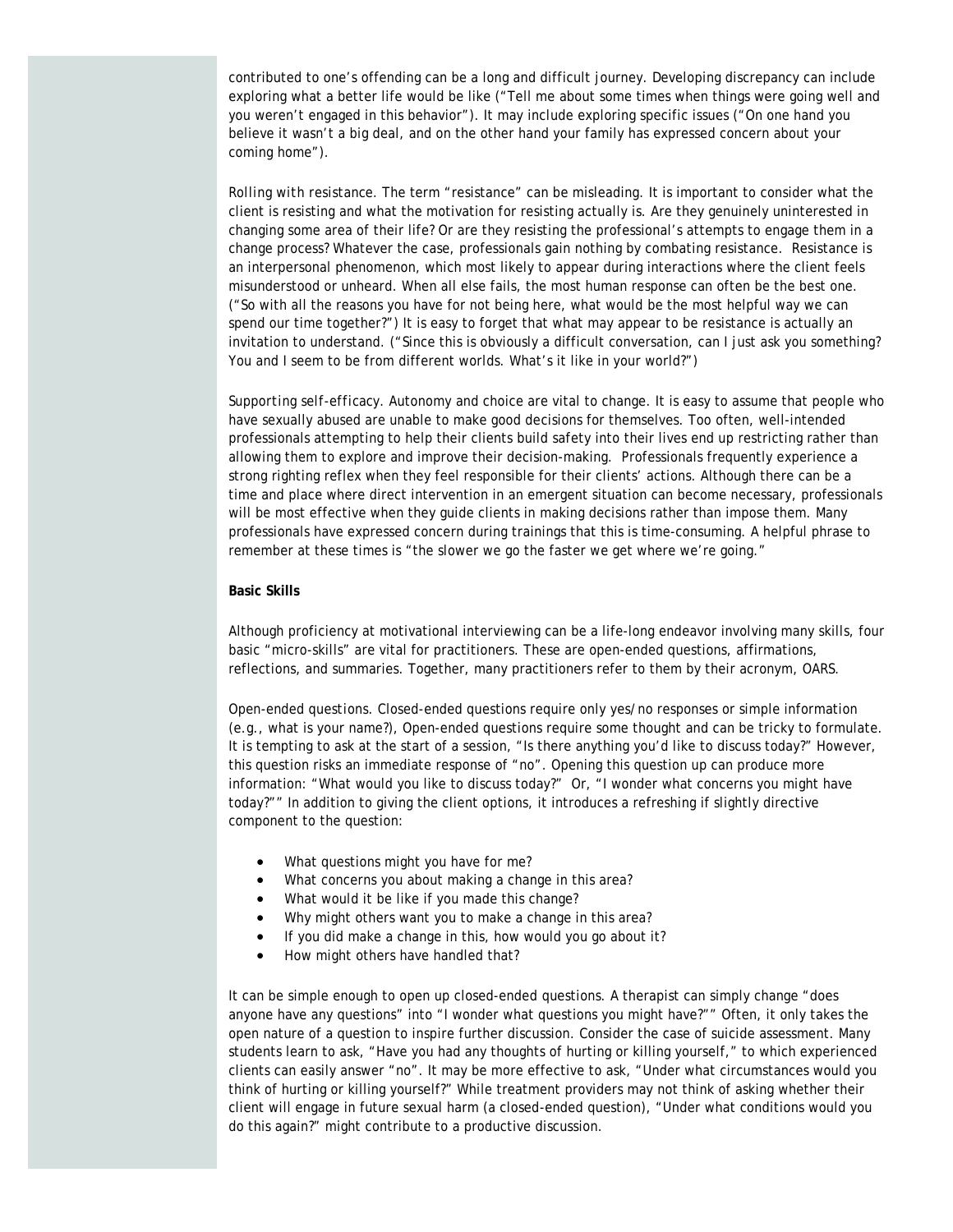contributed to one's offending can be a long and difficult journey. Developing discrepancy can include exploring what a better life would be like ("Tell me about some times when things were going well and you weren't engaged in this behavior"). It may include exploring specific issues ("On one hand you believe it wasn't a big deal, and on the other hand your family has expressed concern about your coming home").

*Rolling with resistance.* The term "resistance" can be misleading. It is important to consider what the client is resisting and what the motivation for resisting actually is. Are they genuinely uninterested in changing some area of their life? Or are they resisting the professional's attempts to engage them in a change process? Whatever the case, professionals gain nothing by combating resistance. Resistance is an interpersonal phenomenon, which most likely to appear during interactions where the client feels misunderstood or unheard. When all else fails, the most human response can often be the best one. ("So with all the reasons you have for not being here, what would be the most helpful way we can spend our time together?") It is easy to forget that what may appear to be resistance is actually an invitation to understand. ("Since this is obviously a difficult conversation, can I just ask you something? You and I seem to be from different worlds. What's it like in your world?")

*Supporting self-efficacy.* Autonomy and choice are vital to change. It is easy to assume that people who have sexually abused are unable to make good decisions for themselves. Too often, well-intended professionals attempting to help their clients build safety into their lives end up restricting rather than allowing them to explore and improve their decision-making. Professionals frequently experience a strong righting reflex when they feel responsible for their clients' actions. Although there can be a time and place where direct intervention in an emergent situation can become necessary, professionals will be most effective when they guide clients in making decisions rather than impose them. Many professionals have expressed concern during trainings that this is time-consuming. A helpful phrase to remember at these times is "the slower we go the faster we get where we're going."

**Basic Skills**

Although proficiency at motivational interviewing can be a life-long endeavor involving many skills, four basic "micro-skills" are vital for practitioners. These are open-ended questions, affirmations, reflections, and summaries. Together, many practitioners refer to them by their acronym, OARS.

*Open-ended questions.* Closed-ended questions require only yes/no responses or simple information (e.g., what is your name?), Open-ended questions require some thought and can be tricky to formulate. It is tempting to ask at the start of a session, "Is there anything you'd like to discuss today?" However, this question risks an immediate response of "no". Opening this question up can produce more information: "What would you like to discuss today?" Or, "I wonder what concerns you might have today?"" In addition to giving the client options, it introduces a refreshing if slightly directive component to the question:

- What questions might you have for me?
- What concerns you about making a change in this area?
- What would it be like if you made this change?
- Why might others want you to make a change in this area?
- If you did make a change in this, how would you go about it?
- How might others have handled that?

It can be simple enough to open up closed-ended questions. A therapist can simply change "does anyone have any questions" into "I wonder what questions you might have?"" Often, it only takes the open nature of a question to inspire further discussion. Consider the case of suicide assessment. Many students learn to ask, "Have you had any thoughts of hurting or killing yourself," to which experienced clients can easily answer "no". It may be more effective to ask, "Under what circumstances would you think of hurting or killing yourself?" While treatment providers may not think of asking whether their client will engage in future sexual harm (a closed-ended question), "Under what conditions would you do this again?" might contribute to a productive discussion.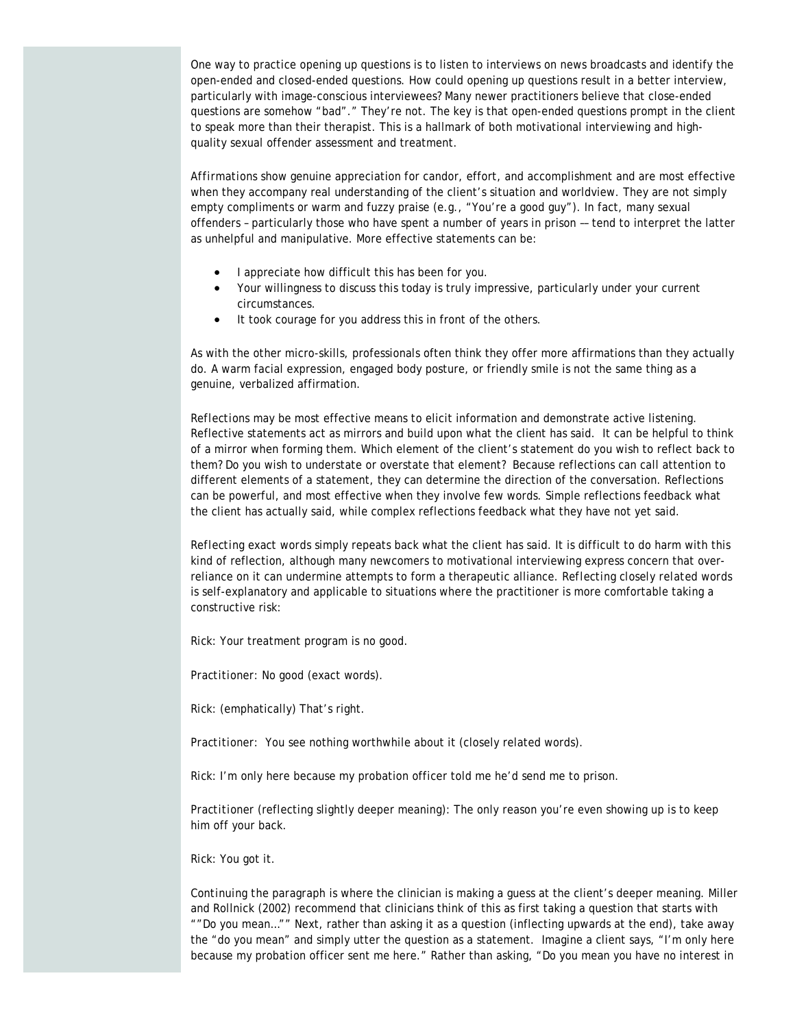One way to practice opening up questions is to listen to interviews on news broadcasts and identify the open-ended and closed-ended questions. How could opening up questions result in a better interview, particularly with image-conscious interviewees? Many newer practitioners believe that close-ended questions are somehow "bad"." They're not. The key is that open-ended questions prompt in the client to speak more than their therapist. This is a hallmark of both motivational interviewing and high-quality sexual offender assessment and treatment.

*Affirmations* show genuine appreciation for candor, effort, and accomplishment and are most effective when they accompany real understanding of the client's situation and worldview. They are not simply empty compliments or warm and fuzzy praise (e.g., "You're a good guy"). In fact, many sexual offenders – particularly those who have spent a number of years in prison –– tend to interpret the latter as unhelpful and manipulative. More effective statements can be:

- I appreciate how difficult this has been for you.
- Your willingness to discuss this today is truly impressive, particularly under your current circumstances.
- It took courage for you address this in front of the others.

As with the other micro-skills, professionals often think they offer more affirmations than they actually do. A warm facial expression, engaged body posture, or friendly smile is not the same thing as a genuine, verbalized affirmation.

*Reflections* may be most effective means to elicit information and demonstrate active listening. Reflective statements act as mirrors and build upon what the client has said. It can be helpful to think of a mirror when forming them. Which element of the client's statement do you wish to reflect back to them? Do you wish to understate or overstate that element? Because reflections can call attention to different elements of a statement, they can determine the direction of the conversation. Reflections can be powerful, and most effective when they involve few words. Simple reflections feedback what the client has actually said, while complex reflections feedback what they have not yet said.

*Reflecting exact words* simply repeats back what the client has said. It is difficult to do harm with this kind of reflection, although many newcomers to motivational interviewing express concern that over-reliance on it can undermine attempts to form a therapeutic alliance. *Reflecting closely related words* is self-explanatory and applicable to situations where the practitioner is more comfortable taking a constructive risk:

Rick: Your treatment program is no good.

Practitioner: No good (exact words).

Rick: (emphatically) That's right.

Practitioner: You see nothing worthwhile about it (closely related words).

Rick: I'm only here because my probation officer told me he'd send me to prison.

Practitioner (reflecting slightly deeper meaning): The only reason you're even showing up is to keep him off your back.

Rick: You got it.

*Continuing the paragraph* is where the clinician is making a guess at the client's deeper meaning. Miller and Rollnick (2002) recommend that clinicians think of this as first taking a question that starts with ""Do you mean…"" Next, rather than asking it as a question (inflecting upwards at the end), take away the "do you mean" and simply utter the question as a statement. Imagine a client says, "I'm only here because my probation officer sent me here." Rather than asking, "Do you mean you have no interest in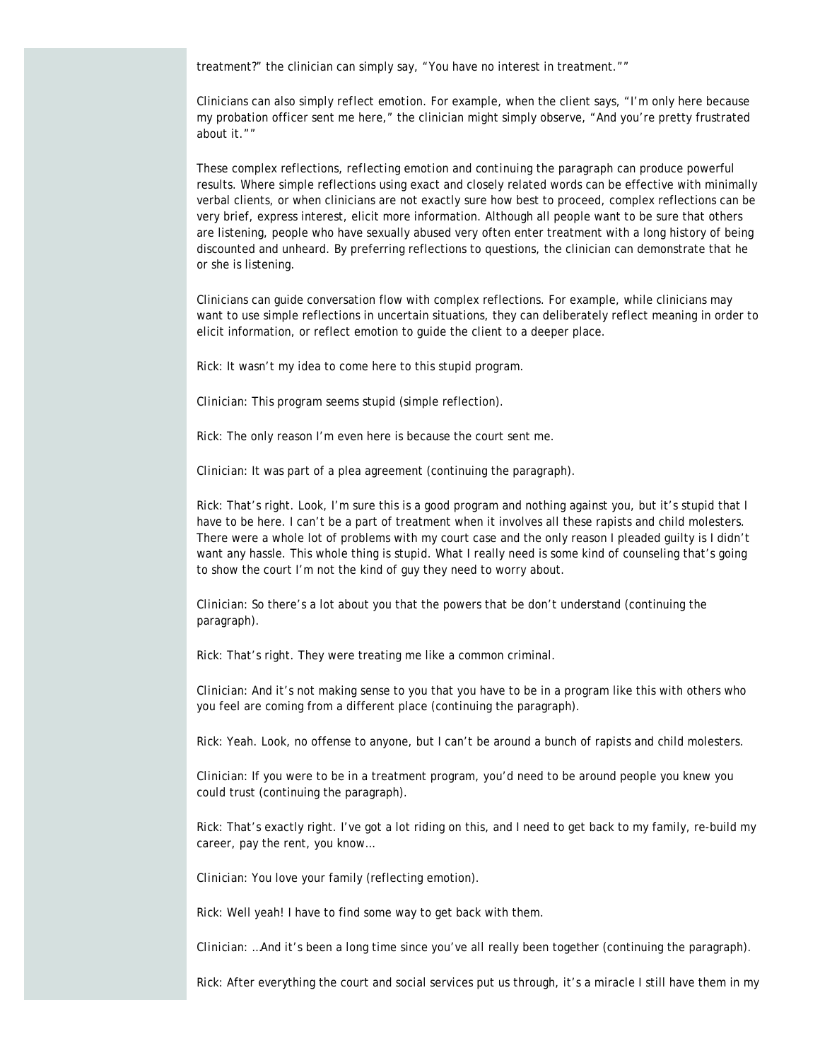treatment?" the clinician can simply say, "You have no interest in treatment.""

Clinicians can also simply reflect emotion. For example, when the client says, "I'm only here because my probation officer sent me here," the clinician might simply observe, "And you're pretty frustrated about it.""

These complex reflections, *reflecting emotion* and *continuing the paragraph* can produce powerful results. Where simple reflections using exact and closely related words can be effective with minimally verbal clients, or when clinicians are not exactly sure how best to proceed, complex reflections can be very brief, express interest, elicit more information. Although all people want to be sure that others are listening, people who have sexually abused very often enter treatment with a long history of being discounted and unheard. By preferring reflections to questions, the clinician can demonstrate that he or she is listening.

Clinicians can guide conversation flow with complex reflections. For example, while clinicians may want to use simple reflections in uncertain situations, they can deliberately reflect meaning in order to elicit information, or reflect emotion to guide the client to a deeper place.

Rick: It wasn't my idea to come here to this stupid program.

Clinician: This program seems stupid (simple reflection).

Rick: The only reason I'm even here is because the court sent me.

Clinician: It was part of a plea agreement (continuing the paragraph).

Rick: That's right. Look, I'm sure this is a good program and nothing against you, but it's stupid that I have to be here. I can't be a part of treatment when it involves all these rapists and child molesters. There were a whole lot of problems with my court case and the only reason I pleaded guilty is I didn't want any hassle. This whole thing is stupid. What I really need is some kind of counseling that's going to show the court I'm not the kind of guy they need to worry about.

Clinician: So there's a lot about you that the powers that be don't understand (continuing the paragraph).

Rick: That's right. They were treating me like a common criminal.

Clinician: And it's not making sense to you that you have to be in a program like this with others who you feel are coming from a different place (continuing the paragraph).

Rick: Yeah. Look, no offense to anyone, but I can't be around a bunch of rapists and child molesters.

Clinician: If you were to be in a treatment program, you'd need to be around people you knew you could trust (continuing the paragraph).

Rick: That's exactly right. I've got a lot riding on this, and I need to get back to my family, re-build my career, pay the rent, you know…

Clinician: You love your family (reflecting emotion).

Rick: Well yeah! I have to find some way to get back with them.

Clinician: …And it's been a long time since you've all really been together (continuing the paragraph).

Rick: After everything the court and social services put us through, it's a miracle I still have them in my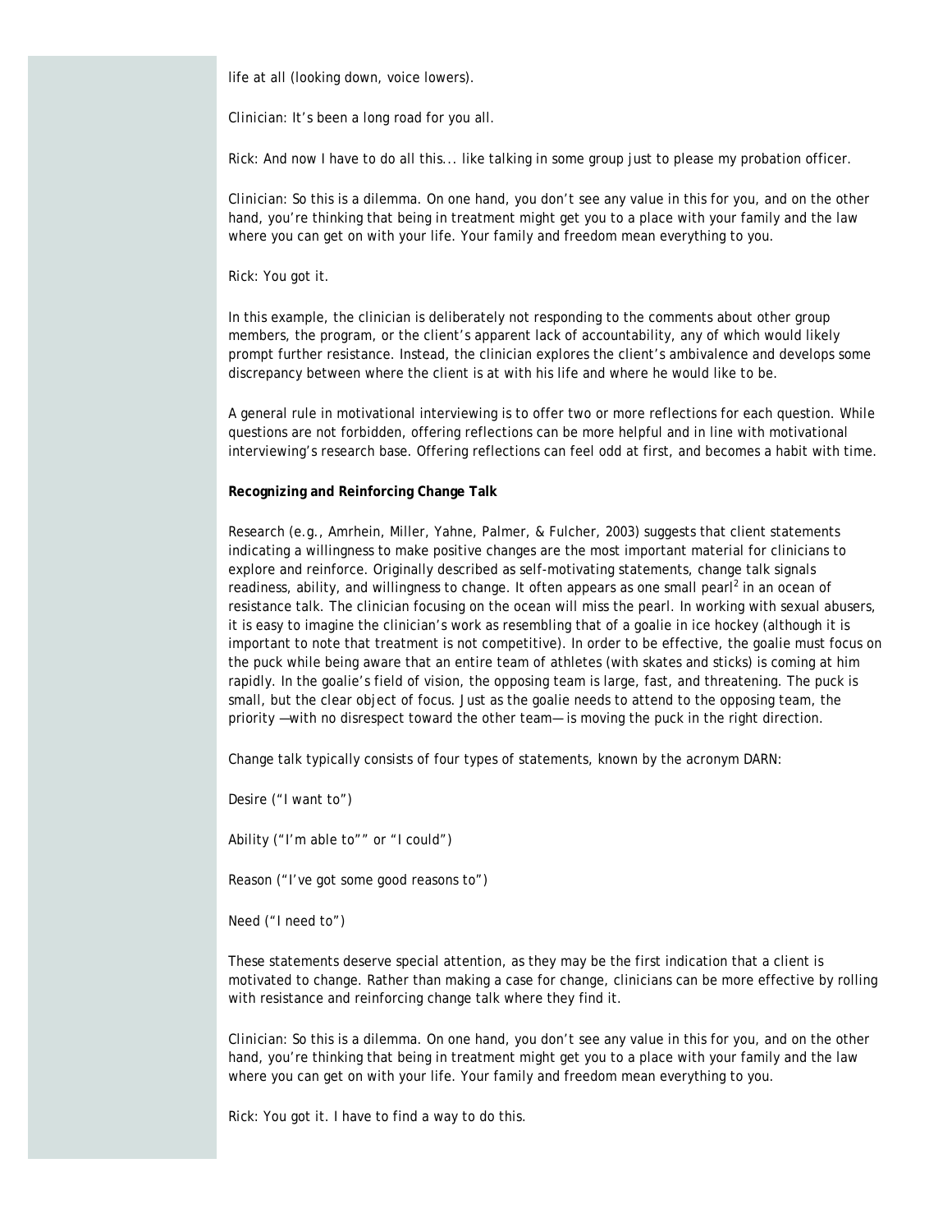life at all (looking down, voice lowers).

Clinician: It's been a long road for you all.

Rick: And now I have to do all this... like talking in some group just to please my probation officer.

Clinician: So this is a dilemma. On one hand, you don't see any value in this for you, and on the other hand, you're thinking that being in treatment might get you to a place with your family and the law where you can get on with your life. Your family and freedom mean everything to you.

Rick: You got it.

In this example, the clinician is deliberately not responding to the comments about other group members, the program, or the client's apparent lack of accountability, any of which would likely prompt further resistance. Instead, the clinician explores the client's ambivalence and develops some discrepancy between where the client is at with his life and where he would like to be.

A general rule in motivational interviewing is to offer two or more reflections for each question. While questions are not forbidden, offering reflections can be more helpful and in line with motivational interviewing's research base. Offering reflections can feel odd at first, and becomes a habit with time.

**Recognizing and Reinforcing Change Talk**

Research (e.g., Amrhein, Miller, Yahne, Palmer, & Fulcher, 2003) suggests that client statements indicating a willingness to make positive changes are the most important material for clinicians to explore and reinforce. Originally described as self-motivating statements, change talk signals readiness, ability, and willingness to change. It often appears as one small pearl[2] in an ocean of resistance talk. The clinician focusing on the ocean will miss the pearl. In working with sexual abusers, it is easy to imagine the clinician's work as resembling that of a goalie in ice hockey (although it is important to note that treatment is not competitive). In order to be effective, the goalie must focus on the puck while being aware that an entire team of athletes (with skates and sticks) is coming at him rapidly. In the goalie's field of vision, the opposing team is large, fast, and threatening. The puck is small, but the clear object of focus. Just as the goalie needs to attend to the opposing team, the priority —with no disrespect toward the other team— is moving the puck in the right direction.

Change talk typically consists of four types of statements, known by the acronym DARN:

Desire ("I want to")

Ability ("I'm able to"" or "I could")

Reason ("I've got some good reasons to")

Need ("I need to")

These statements deserve special attention, as they may be the first indication that a client is motivated to change. Rather than making a case for change, clinicians can be more effective by rolling with resistance and reinforcing change talk where they find it.

Clinician: So this is a dilemma. On one hand, you don't see any value in this for you, and on the other hand, you're thinking that being in treatment might get you to a place with your family and the law where you can get on with your life. Your family and freedom mean everything to you.

Rick: You got it. I have to find a way to do this.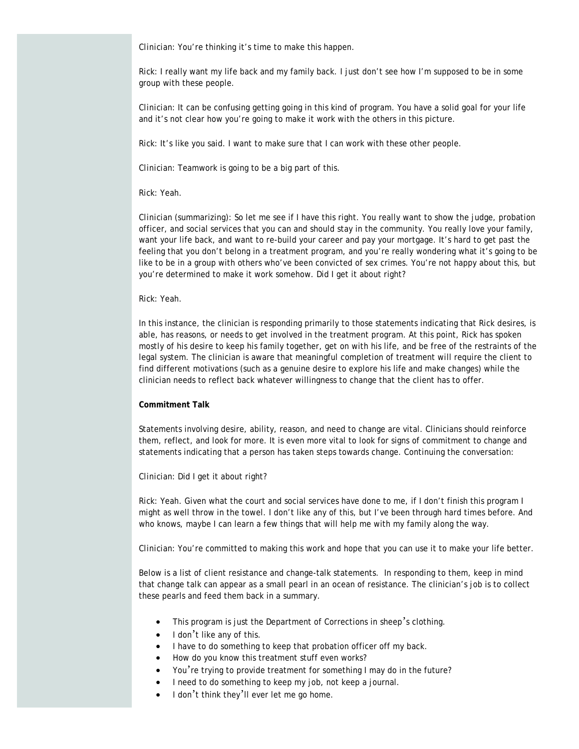Clinician: You're thinking it's time to make this happen.

Rick: I really want my life back and my family back. I just don't see how I'm supposed to be in some group with these people.

Clinician: It can be confusing getting going in this kind of program. You have a solid goal for your life and it's not clear how you're going to make it work with the others in this picture.

Rick: It's like you said. I want to make sure that I can work with these other people.

Clinician: Teamwork is going to be a big part of this.

Rick: Yeah.

Clinician (summarizing): So let me see if I have this right. You really want to show the judge, probation officer, and social services that you can and should stay in the community. You really love your family, want your life back, and want to re-build your career and pay your mortgage. It's hard to get past the feeling that you don't belong in a treatment program, and you're really wondering what it's going to be like to be in a group with others who've been convicted of sex crimes. You're not happy about this, but you're determined to make it work somehow. Did I get it about right?

Rick: Yeah.

In this instance, the clinician is responding primarily to those statements indicating that Rick desires, is able, has reasons, or needs to get involved in the treatment program. At this point, Rick has spoken mostly of his desire to keep his family together, get on with his life, and be free of the restraints of the legal system. The clinician is aware that meaningful completion of treatment will require the client to find different motivations (such as a genuine desire to explore his life and make changes) while the clinician needs to reflect back whatever willingness to change that the client has to offer.

**Commitment Talk**

Statements involving desire, ability, reason, and need to change are vital. Clinicians should reinforce them, reflect, and look for more. It is even more vital to look for signs of commitment to change and statements indicating that a person has taken steps towards change. Continuing the conversation:

Clinician: Did I get it about right?

Rick: Yeah. Given what the court and social services have done to me, if I don't finish this program I might as well throw in the towel. I don't like any of this, but I've been through hard times before. And who knows, maybe I can learn a few things that will help me with my family along the way.

Clinician: You're committed to making this work and hope that you can use it to make your life better.

Below is a list of client resistance and change-talk statements. In responding to them, keep in mind that change talk can appear as a small pearl in an ocean of resistance. The clinician's job is to collect these pearls and feed them back in a summary.

- This program is just the Department of Corrections in sheep's clothing.
- I don't like any of this.
- I have to do something to keep that probation officer off my back.
- How do you know this treatment stuff even works?
- You're trying to provide treatment for something I may do in the future?
- I need to do something to keep my job, not keep a journal.
- I don't think they'll ever let me go home.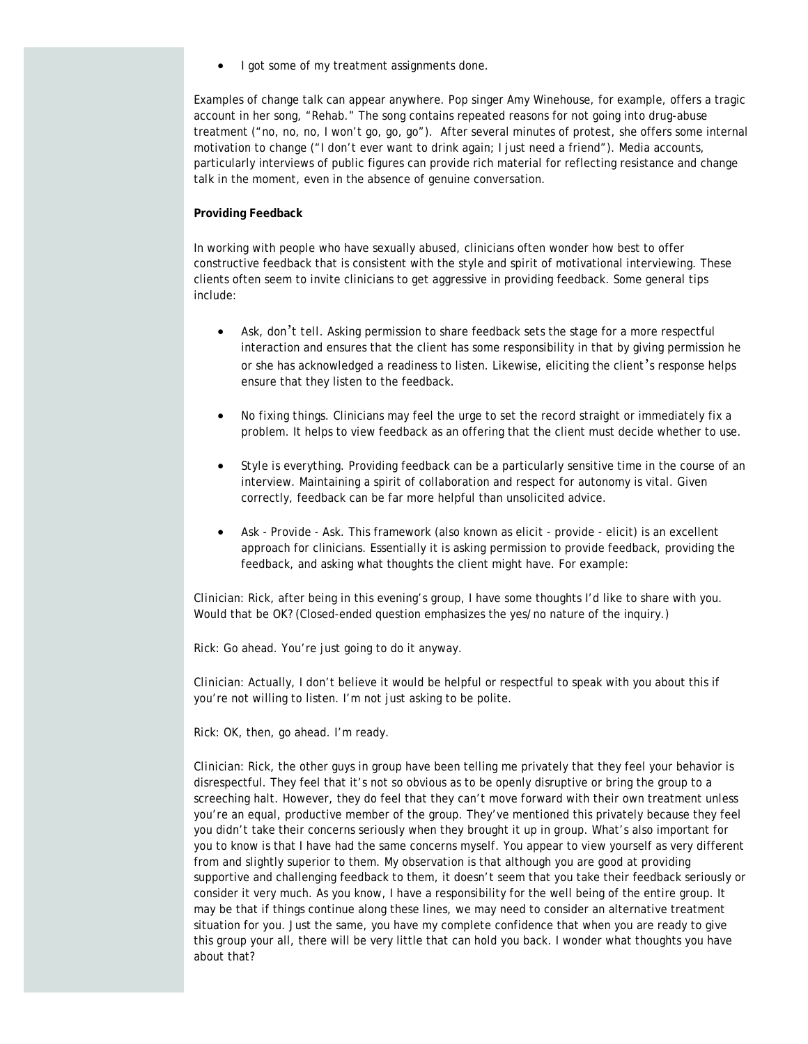- I got some of my treatment assignments done.

Examples of change talk can appear anywhere. Pop singer Amy Winehouse, for example, offers a tragic account in her song, "Rehab." The song contains repeated reasons for not going into drug-abuse treatment ("no, no, no, I won't go, go, go"). After several minutes of protest, she offers some internal motivation to change ("I don't ever want to drink again; I just need a friend"). Media accounts, particularly interviews of public figures can provide rich material for reflecting resistance and change talk in the moment, even in the absence of genuine conversation.

**Providing Feedback**

In working with people who have sexually abused, clinicians often wonder how best to offer constructive feedback that is consistent with the style and spirit of motivational interviewing. These clients often seem to invite clinicians to get aggressive in providing feedback. Some general tips include:

- *Ask, don't tell.* Asking permission to share feedback sets the stage for a more respectful interaction and ensures that the client has some responsibility in that by giving permission he or she has acknowledged a readiness to listen. Likewise, eliciting the client's response helps ensure that they listen to the feedback.

- *No fixing things.* Clinicians may feel the urge to set the record straight or immediately fix a problem. It helps to view feedback as an offering that the client must decide whether to use.

- *Style is everything.* Providing feedback can be a particularly sensitive time in the course of an interview. Maintaining a spirit of collaboration and respect for autonomy is vital. Given correctly, feedback can be far more helpful than unsolicited advice.

- *Ask - Provide - Ask.* This framework (also known as elicit - provide - elicit) is an excellent approach for clinicians. Essentially it is asking permission to provide feedback, providing the feedback, and asking what thoughts the client might have. For example:

*Clinician: Rick, after being in this evening's group, I have some thoughts I'd like to share with you. Would that be OK? (Closed-ended question emphasizes the yes/no nature of the inquiry.)*

*Rick: Go ahead. You're just going to do it anyway.*

*Clinician: Actually, I don't believe it would be helpful or respectful to speak with you about this if you're not willing to listen. I'm not just asking to be polite.*

*Rick: OK, then, go ahead. I'm ready.*

*Clinician: Rick, the other guys in group have been telling me privately that they feel your behavior is disrespectful. They feel that it's not so obvious as to be openly disruptive or bring the group to a screeching halt. However, they do feel that they can't move forward with their own treatment unless you're an equal, productive member of the group. They've mentioned this privately because they feel you didn't take their concerns seriously when they brought it up in group. What's also important for you to know is that I have had the same concerns myself. You appear to view yourself as very different from and slightly superior to them. My observation is that although you are good at providing supportive and challenging feedback to them, it doesn't seem that you take their feedback seriously or consider it very much. As you know, I have a responsibility for the well being of the entire group. It may be that if things continue along these lines, we may need to consider an alternative treatment situation for you. Just the same, you have my complete confidence that when you are ready to give this group your all, there will be very little that can hold you back. I wonder what thoughts you have about that?*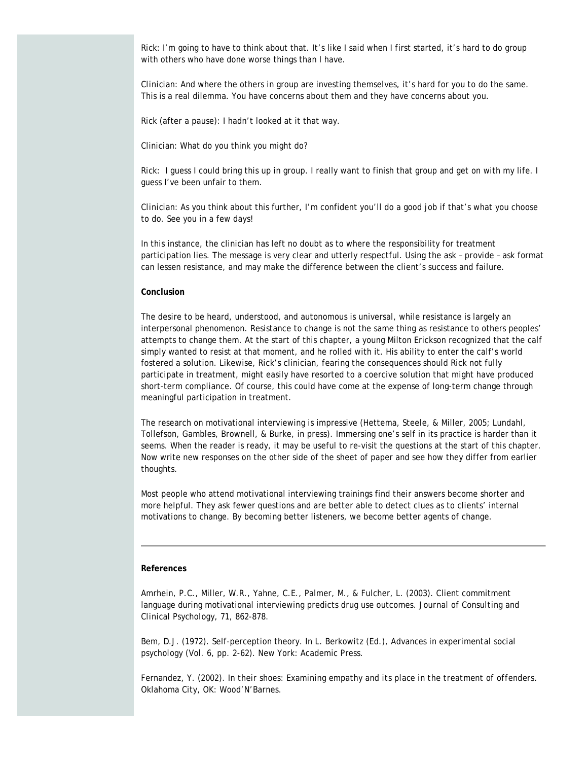Rick: I'm going to have to think about that. It's like I said when I first started, it's hard to do group with others who have done worse things than I have.

Clinician: And where the others in group are investing themselves, it's hard for you to do the same. This is a real dilemma. You have concerns about them and they have concerns about you.

Rick (after a pause): I hadn't looked at it that way.

Clinician: What do you think you might do?

Rick: I guess I could bring this up in group. I really want to finish that group and get on with my life. I guess I've been unfair to them.

Clinician: As you think about this further, I'm confident you'll do a good job if that's what you choose to do. See you in a few days!

In this instance, the clinician has left no doubt as to where the responsibility for treatment participation lies. The message is very clear and utterly respectful. Using the ask – provide – ask format can lessen resistance, and may make the difference between the client's success and failure.

**Conclusion**

The desire to be heard, understood, and autonomous is universal, while resistance is largely an interpersonal phenomenon. Resistance to change is not the same thing as resistance to others peoples' attempts to change them. At the start of this chapter, a young Milton Erickson recognized that the calf simply wanted to resist at that moment, and he rolled with it. His ability to enter the calf's world fostered a solution. Likewise, Rick's clinician, fearing the consequences should Rick not fully participate in treatment, might easily have resorted to a coercive solution that might have produced short-term compliance. Of course, this could have come at the expense of long-term change through meaningful participation in treatment.

The research on motivational interviewing is impressive (Hettema, Steele, & Miller, 2005; Lundahl, Tollefson, Gambles, Brownell, & Burke, in press). Immersing one's self in its practice is harder than it seems. When the reader is ready, it may be useful to re-visit the questions at the start of this chapter. Now write new responses on the other side of the sheet of paper and see how they differ from earlier thoughts.

Most people who attend motivational interviewing trainings find their answers become shorter and more helpful. They ask fewer questions and are better able to detect clues as to clients' internal motivations to change. By becoming better listeners, we become better agents of change.

---

**References**

Amrhein, P.C., Miller, W.R., Yahne, C.E., Palmer, M., & Fulcher, L. (2003). Client commitment language during motivational interviewing predicts drug use outcomes. *Journal of Consulting and Clinical Psychology, 71*, 862-878.

Bem, D.J. (1972). Self-perception theory. In L. Berkowitz (Ed.), Advances in experimental social psychology (Vol. 6, pp. 2-62). New York: Academic Press.

Fernandez, Y. (2002). *In their shoes: Examining empathy and its place in the treatment of offenders.* Oklahoma City, OK: Wood'N'Barnes.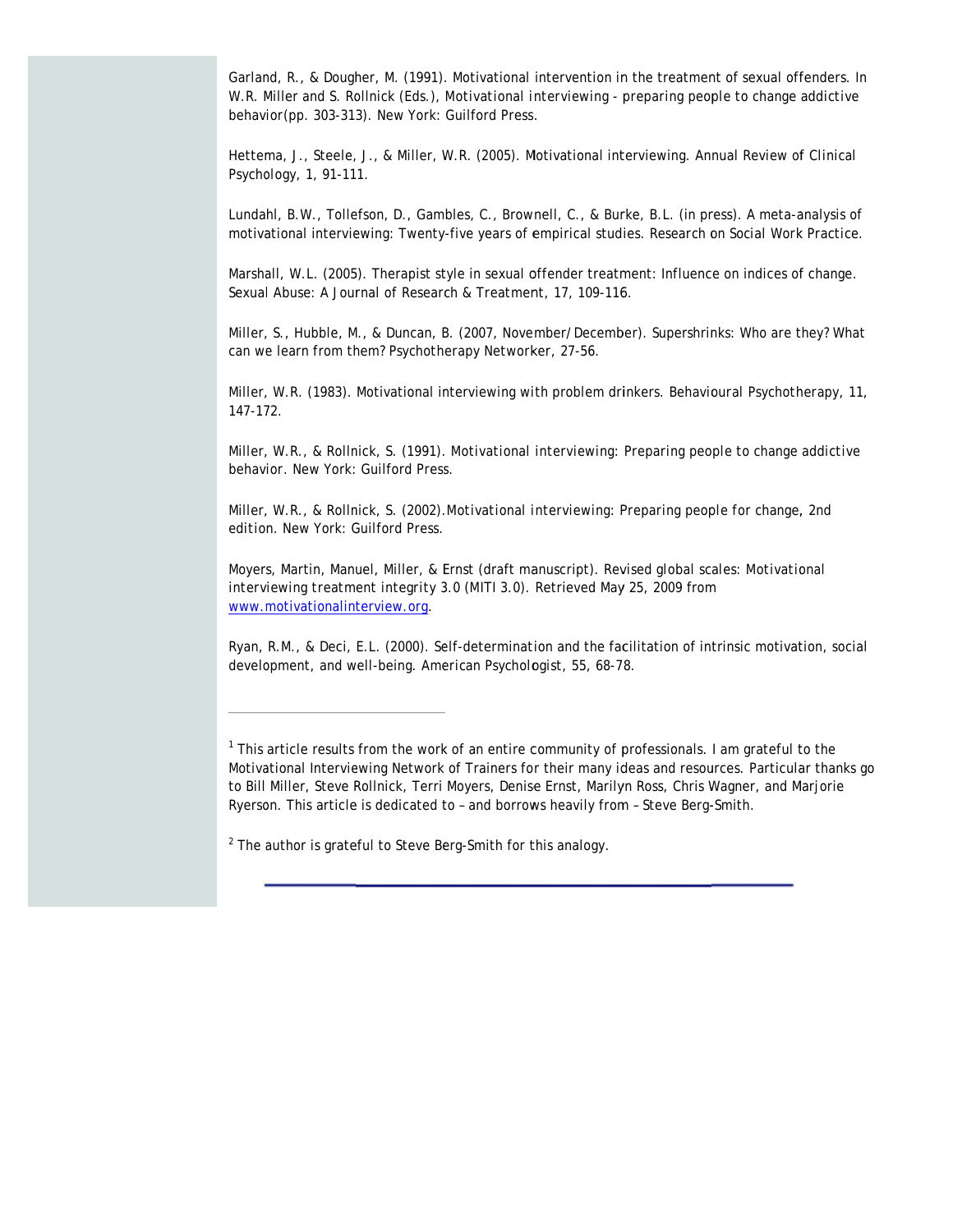Garland, R., & Dougher, M. (1991). Motivational intervention in the treatment of sexual offenders. In W.R. Miller and S. Rollnick (Eds.), Motivational interviewing - preparing people to change addictive behavior(pp. 303-313). New York: Guilford Press.

Hettema, J., Steele, J., & Miller, W.R. (2005). Motivational interviewing. Annual Review of Clinical Psychology, 1, 91-111.

Lundahl, B.W., Tollefson, D., Gambles, C., Brownell, C., & Burke, B.L. (in press). A meta-analysis of motivational interviewing: Twenty-five years of empirical studies. Research on Social Work Practice.

Marshall, W.L. (2005). Therapist style in sexual offender treatment: Influence on indices of change. Sexual Abuse: A Journal of Research & Treatment, 17, 109-116.

Miller, S., Hubble, M., & Duncan, B. (2007, November/December). Supershrinks: Who are they? What can we learn from them? Psychotherapy Networker, 27-56.

Miller, W.R. (1983). Motivational interviewing with problem drinkers. Behavioural Psychotherapy, 11, 147-172.

Miller, W.R., & Rollnick, S. (1991). Motivational interviewing: Preparing people to change addictive behavior. New York: Guilford Press.

Miller, W.R., & Rollnick, S. (2002).Motivational interviewing: Preparing people for change, 2nd edition. New York: Guilford Press.

Moyers, Martin, Manuel, Miller, & Ernst (draft manuscript). Revised global scales: Motivational interviewing treatment integrity 3.0 (MITI 3.0). Retrieved May 25, 2009 from www.motivationalinterview.org.

Ryan, R.M., & Deci, E.L. (2000). Self-determination and the facilitation of intrinsic motivation, social development, and well-being. American Psychologist, 55, 68-78.

---

[1] This article results from the work of an entire community of professionals. I am grateful to the Motivational Interviewing Network of Trainers for their many ideas and resources. Particular thanks go to Bill Miller, Steve Rollnick, Terri Moyers, Denise Ernst, Marilyn Ross, Chris Wagner, and Marjorie Ryerson. This article is dedicated to – and borrows heavily from – Steve Berg-Smith.

[2] The author is grateful to Steve Berg-Smith for this analogy.